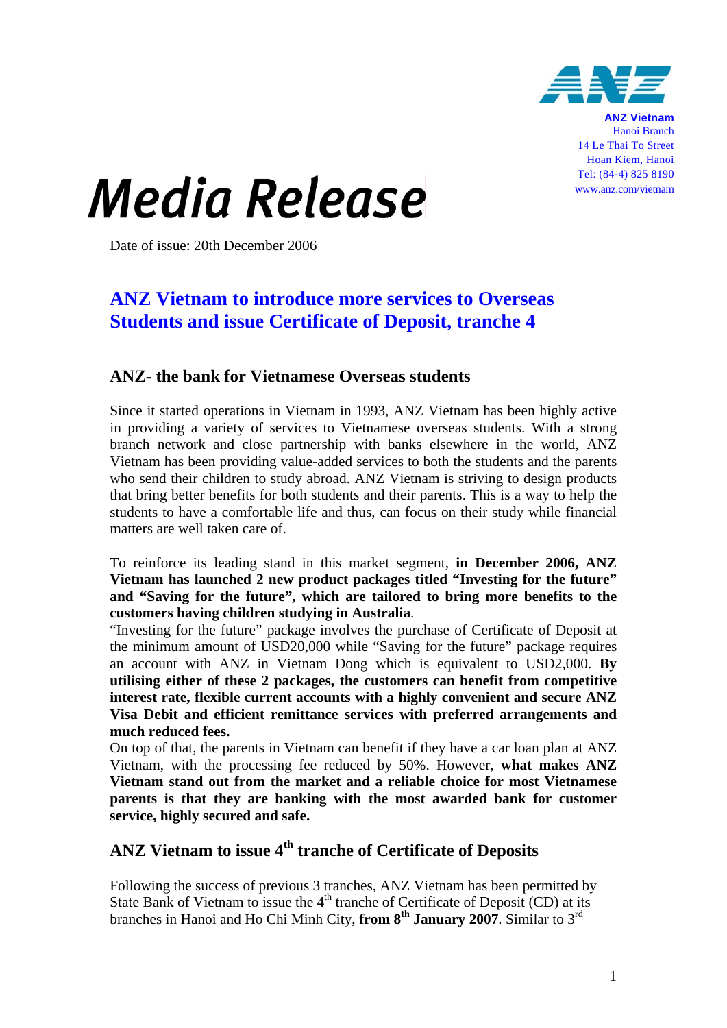**ANZ Vietnam**
Hanoi Branch
14 Le Thai To Street
Hoan Kiem, Hanoi
Tel: (84-4) 825 8190
www.anz.com/vietnam

# Media Release

Date of issue: 20th December 2006

## ANZ Vietnam to introduce more services to Overseas Students and issue Certificate of Deposit, tranche 4

### ANZ- the bank for Vietnamese Overseas students

Since it started operations in Vietnam in 1993, ANZ Vietnam has been highly active in providing a variety of services to Vietnamese overseas students. With a strong branch network and close partnership with banks elsewhere in the world, ANZ Vietnam has been providing value-added services to both the students and the parents who send their children to study abroad. ANZ Vietnam is striving to design products that bring better benefits for both students and their parents. This is a way to help the students to have a comfortable life and thus, can focus on their study while financial matters are well taken care of.

To reinforce its leading stand in this market segment, **in December 2006, ANZ Vietnam has launched 2 new product packages titled "Investing for the future" and "Saving for the future", which are tailored to bring more benefits to the customers having children studying in Australia**.
"Investing for the future" package involves the purchase of Certificate of Deposit at the minimum amount of USD20,000 while "Saving for the future" package requires an account with ANZ in Vietnam Dong which is equivalent to USD2,000. **By utilising either of these 2 packages, the customers can benefit from competitive interest rate, flexible current accounts with a highly convenient and secure ANZ Visa Debit and efficient remittance services with preferred arrangements and much reduced fees.**
On top of that, the parents in Vietnam can benefit if they have a car loan plan at ANZ Vietnam, with the processing fee reduced by 50%. However, **what makes ANZ Vietnam stand out from the market and a reliable choice for most Vietnamese parents is that they are banking with the most awarded bank for customer service, highly secured and safe.**

### ANZ Vietnam to issue 4th tranche of Certificate of Deposits

Following the success of previous 3 tranches, ANZ Vietnam has been permitted by State Bank of Vietnam to issue the 4th tranche of Certificate of Deposit (CD) at its branches in Hanoi and Ho Chi Minh City, **from 8th January 2007**. Similar to 3rd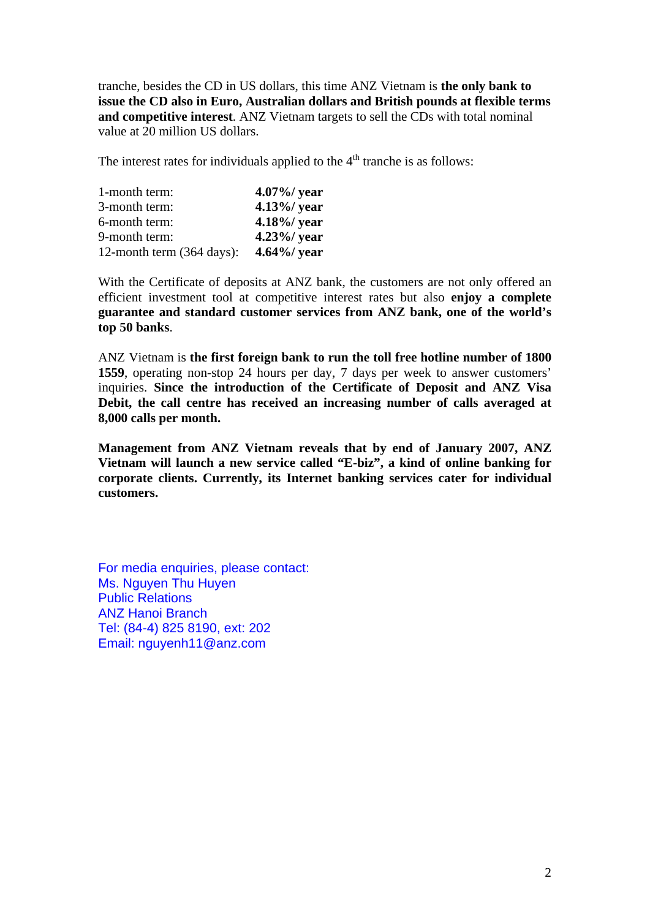tranche, besides the CD in US dollars, this time ANZ Vietnam is **the only bank to issue the CD also in Euro, Australian dollars and British pounds at flexible terms and competitive interest**. ANZ Vietnam targets to sell the CDs with total nominal value at 20 million US dollars.

The interest rates for individuals applied to the 4th tranche is as follows:

| | |
|---|---|
| 1-month term: | **4.07%/ year** |
| 3-month term: | **4.13%/ year** |
| 6-month term: | **4.18%/ year** |
| 9-month term: | **4.23%/ year** |
| 12-month term (364 days): | **4.64%/ year** |

With the Certificate of deposits at ANZ bank, the customers are not only offered an efficient investment tool at competitive interest rates but also **enjoy a complete guarantee and standard customer services from ANZ bank, one of the world's top 50 banks**.

ANZ Vietnam is **the first foreign bank to run the toll free hotline number of 1800 1559**, operating non-stop 24 hours per day, 7 days per week to answer customers' inquiries. **Since the introduction of the Certificate of Deposit and ANZ Visa Debit, the call centre has received an increasing number of calls averaged at 8,000 calls per month.**

**Management from ANZ Vietnam reveals that by end of January 2007, ANZ Vietnam will launch a new service called "E-biz", a kind of online banking for corporate clients. Currently, its Internet banking services cater for individual customers.**

For media enquiries, please contact:
Ms. Nguyen Thu Huyen
Public Relations
ANZ Hanoi Branch
Tel: (84-4) 825 8190, ext: 202
Email: nguyenh11@anz.com